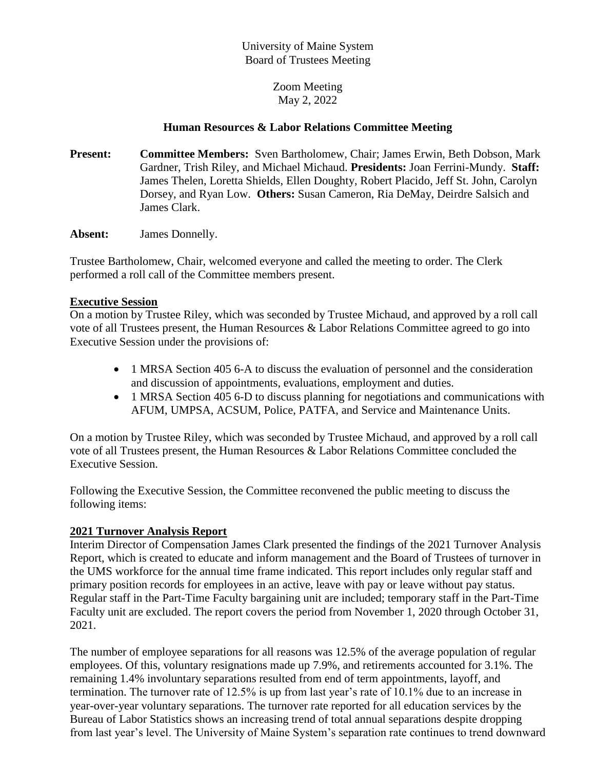University of Maine System
Board of Trustees Meeting

Zoom Meeting
May 2, 2022

**Human Resources & Labor Relations Committee Meeting**

**Present:** **Committee Members:** Sven Bartholomew, Chair; James Erwin, Beth Dobson, Mark Gardner, Trish Riley, and Michael Michaud. **Presidents:** Joan Ferrini-Mundy. **Staff:** James Thelen, Loretta Shields, Ellen Doughty, Robert Placido, Jeff St. John, Carolyn Dorsey, and Ryan Low. **Others:** Susan Cameron, Ria DeMay, Deirdre Salsich and James Clark.

**Absent:** James Donnelly.

Trustee Bartholomew, Chair, welcomed everyone and called the meeting to order. The Clerk performed a roll call of the Committee members present.

## Executive Session

On a motion by Trustee Riley, which was seconded by Trustee Michaud, and approved by a roll call vote of all Trustees present, the Human Resources & Labor Relations Committee agreed to go into Executive Session under the provisions of:

- 1 MRSA Section 405 6-A to discuss the evaluation of personnel and the consideration and discussion of appointments, evaluations, employment and duties.
- 1 MRSA Section 405 6-D to discuss planning for negotiations and communications with AFUM, UMPSA, ACSUM, Police, PATFA, and Service and Maintenance Units.

On a motion by Trustee Riley, which was seconded by Trustee Michaud, and approved by a roll call vote of all Trustees present, the Human Resources & Labor Relations Committee concluded the Executive Session.

Following the Executive Session, the Committee reconvened the public meeting to discuss the following items:

## 2021 Turnover Analysis Report

Interim Director of Compensation James Clark presented the findings of the 2021 Turnover Analysis Report, which is created to educate and inform management and the Board of Trustees of turnover in the UMS workforce for the annual time frame indicated. This report includes only regular staff and primary position records for employees in an active, leave with pay or leave without pay status. Regular staff in the Part-Time Faculty bargaining unit are included; temporary staff in the Part-Time Faculty unit are excluded. The report covers the period from November 1, 2020 through October 31, 2021.

The number of employee separations for all reasons was 12.5% of the average population of regular employees. Of this, voluntary resignations made up 7.9%, and retirements accounted for 3.1%. The remaining 1.4% involuntary separations resulted from end of term appointments, layoff, and termination. The turnover rate of 12.5% is up from last year's rate of 10.1% due to an increase in year-over-year voluntary separations. The turnover rate reported for all education services by the Bureau of Labor Statistics shows an increasing trend of total annual separations despite dropping from last year's level. The University of Maine System's separation rate continues to trend downward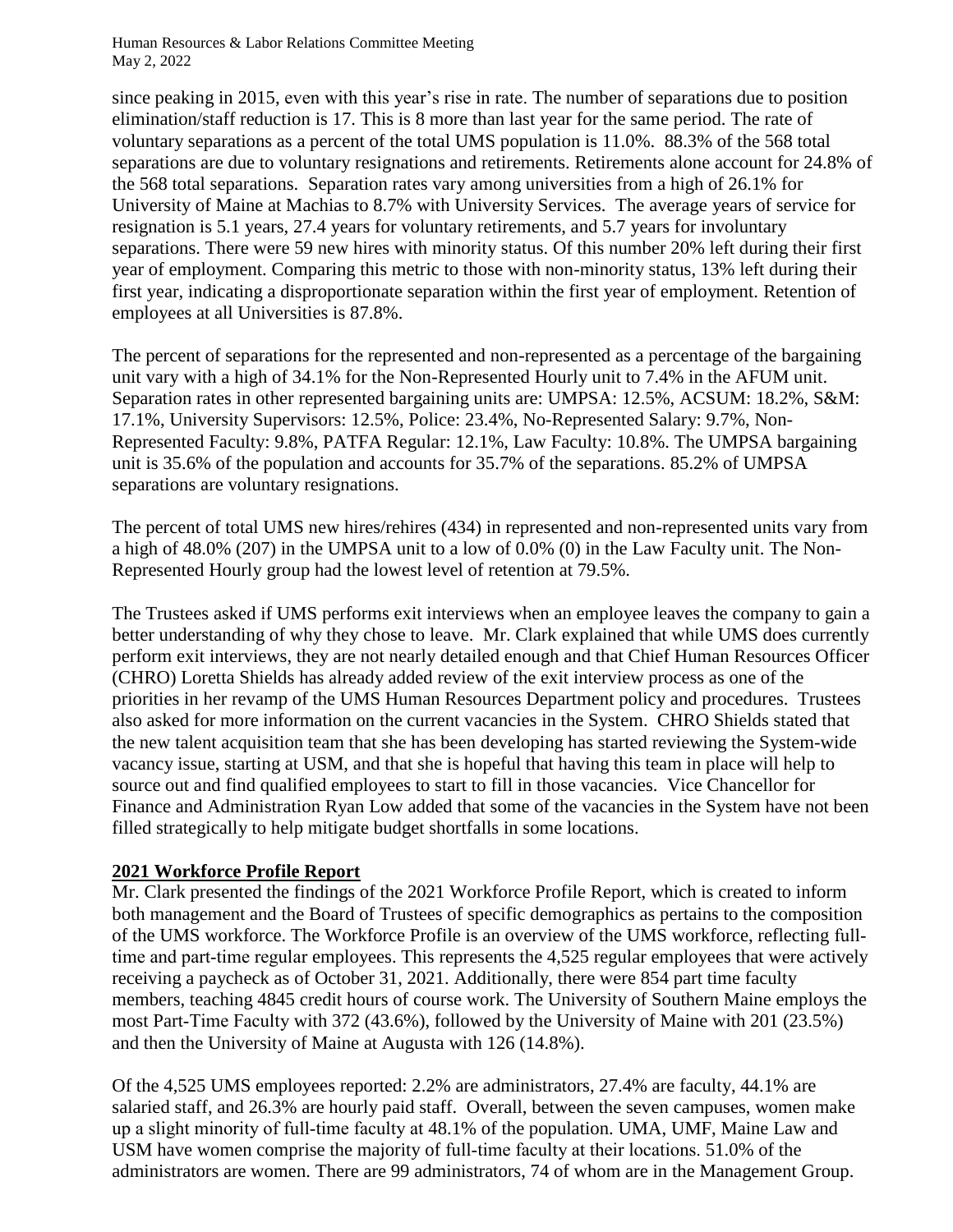since peaking in 2015, even with this year's rise in rate. The number of separations due to position elimination/staff reduction is 17. This is 8 more than last year for the same period. The rate of voluntary separations as a percent of the total UMS population is 11.0%. 88.3% of the 568 total separations are due to voluntary resignations and retirements. Retirements alone account for 24.8% of the 568 total separations. Separation rates vary among universities from a high of 26.1% for University of Maine at Machias to 8.7% with University Services. The average years of service for resignation is 5.1 years, 27.4 years for voluntary retirements, and 5.7 years for involuntary separations. There were 59 new hires with minority status. Of this number 20% left during their first year of employment. Comparing this metric to those with non-minority status, 13% left during their first year, indicating a disproportionate separation within the first year of employment. Retention of employees at all Universities is 87.8%.

The percent of separations for the represented and non-represented as a percentage of the bargaining unit vary with a high of 34.1% for the Non-Represented Hourly unit to 7.4% in the AFUM unit. Separation rates in other represented bargaining units are: UMPSA: 12.5%, ACSUM: 18.2%, S&M: 17.1%, University Supervisors: 12.5%, Police: 23.4%, No-Represented Salary: 9.7%, Non-Represented Faculty: 9.8%, PATFA Regular: 12.1%, Law Faculty: 10.8%. The UMPSA bargaining unit is 35.6% of the population and accounts for 35.7% of the separations. 85.2% of UMPSA separations are voluntary resignations.

The percent of total UMS new hires/rehires (434) in represented and non-represented units vary from a high of 48.0% (207) in the UMPSA unit to a low of 0.0% (0) in the Law Faculty unit. The Non-Represented Hourly group had the lowest level of retention at 79.5%.

The Trustees asked if UMS performs exit interviews when an employee leaves the company to gain a better understanding of why they chose to leave. Mr. Clark explained that while UMS does currently perform exit interviews, they are not nearly detailed enough and that Chief Human Resources Officer (CHRO) Loretta Shields has already added review of the exit interview process as one of the priorities in her revamp of the UMS Human Resources Department policy and procedures. Trustees also asked for more information on the current vacancies in the System. CHRO Shields stated that the new talent acquisition team that she has been developing has started reviewing the System-wide vacancy issue, starting at USM, and that she is hopeful that having this team in place will help to source out and find qualified employees to start to fill in those vacancies. Vice Chancellor for Finance and Administration Ryan Low added that some of the vacancies in the System have not been filled strategically to help mitigate budget shortfalls in some locations.

## 2021 Workforce Profile Report

Mr. Clark presented the findings of the 2021 Workforce Profile Report, which is created to inform both management and the Board of Trustees of specific demographics as pertains to the composition of the UMS workforce. The Workforce Profile is an overview of the UMS workforce, reflecting full-time and part-time regular employees. This represents the 4,525 regular employees that were actively receiving a paycheck as of October 31, 2021. Additionally, there were 854 part time faculty members, teaching 4845 credit hours of course work. The University of Southern Maine employs the most Part-Time Faculty with 372 (43.6%), followed by the University of Maine with 201 (23.5%) and then the University of Maine at Augusta with 126 (14.8%).

Of the 4,525 UMS employees reported: 2.2% are administrators, 27.4% are faculty, 44.1% are salaried staff, and 26.3% are hourly paid staff. Overall, between the seven campuses, women make up a slight minority of full-time faculty at 48.1% of the population. UMA, UMF, Maine Law and USM have women comprise the majority of full-time faculty at their locations. 51.0% of the administrators are women. There are 99 administrators, 74 of whom are in the Management Group.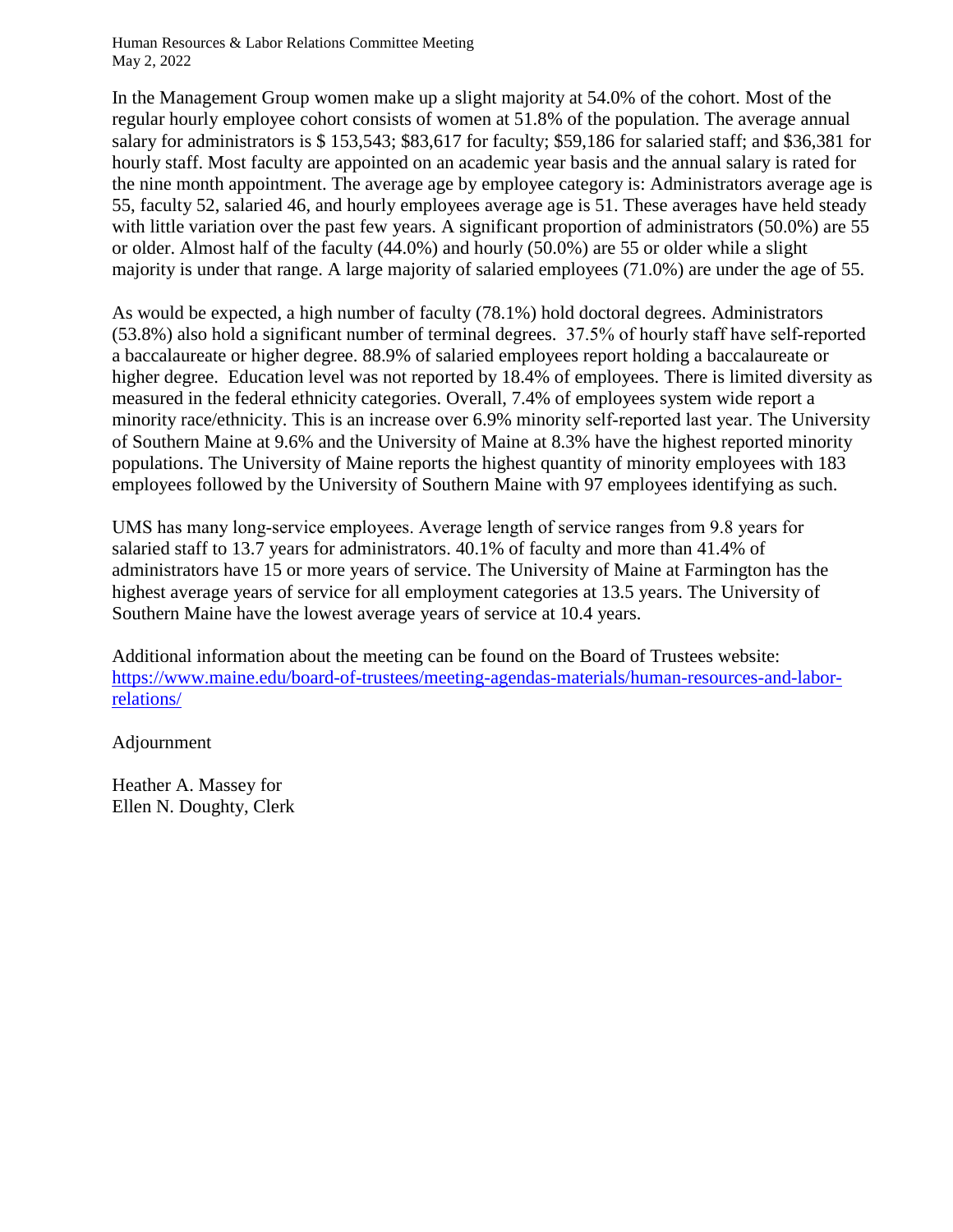In the Management Group women make up a slight majority at 54.0% of the cohort. Most of the regular hourly employee cohort consists of women at 51.8% of the population. The average annual salary for administrators is $ 153,543; $83,617 for faculty; $59,186 for salaried staff; and $36,381 for hourly staff. Most faculty are appointed on an academic year basis and the annual salary is rated for the nine month appointment. The average age by employee category is: Administrators average age is 55, faculty 52, salaried 46, and hourly employees average age is 51. These averages have held steady with little variation over the past few years. A significant proportion of administrators (50.0%) are 55 or older. Almost half of the faculty (44.0%) and hourly (50.0%) are 55 or older while a slight majority is under that range. A large majority of salaried employees (71.0%) are under the age of 55.

As would be expected, a high number of faculty (78.1%) hold doctoral degrees. Administrators (53.8%) also hold a significant number of terminal degrees. 37.5% of hourly staff have self-reported a baccalaureate or higher degree. 88.9% of salaried employees report holding a baccalaureate or higher degree. Education level was not reported by 18.4% of employees. There is limited diversity as measured in the federal ethnicity categories. Overall, 7.4% of employees system wide report a minority race/ethnicity. This is an increase over 6.9% minority self-reported last year. The University of Southern Maine at 9.6% and the University of Maine at 8.3% have the highest reported minority populations. The University of Maine reports the highest quantity of minority employees with 183 employees followed by the University of Southern Maine with 97 employees identifying as such.

UMS has many long-service employees. Average length of service ranges from 9.8 years for salaried staff to 13.7 years for administrators. 40.1% of faculty and more than 41.4% of administrators have 15 or more years of service. The University of Maine at Farmington has the highest average years of service for all employment categories at 13.5 years. The University of Southern Maine have the lowest average years of service at 10.4 years.

Additional information about the meeting can be found on the Board of Trustees website: [https://www.maine.edu/board-of-trustees/meeting-agendas-materials/human-resources-and-labor-relations/](https://www.maine.edu/board-of-trustees/meeting-agendas-materials/human-resources-and-labor-relations/)

Adjournment

Heather A. Massey for
Ellen N. Doughty, Clerk